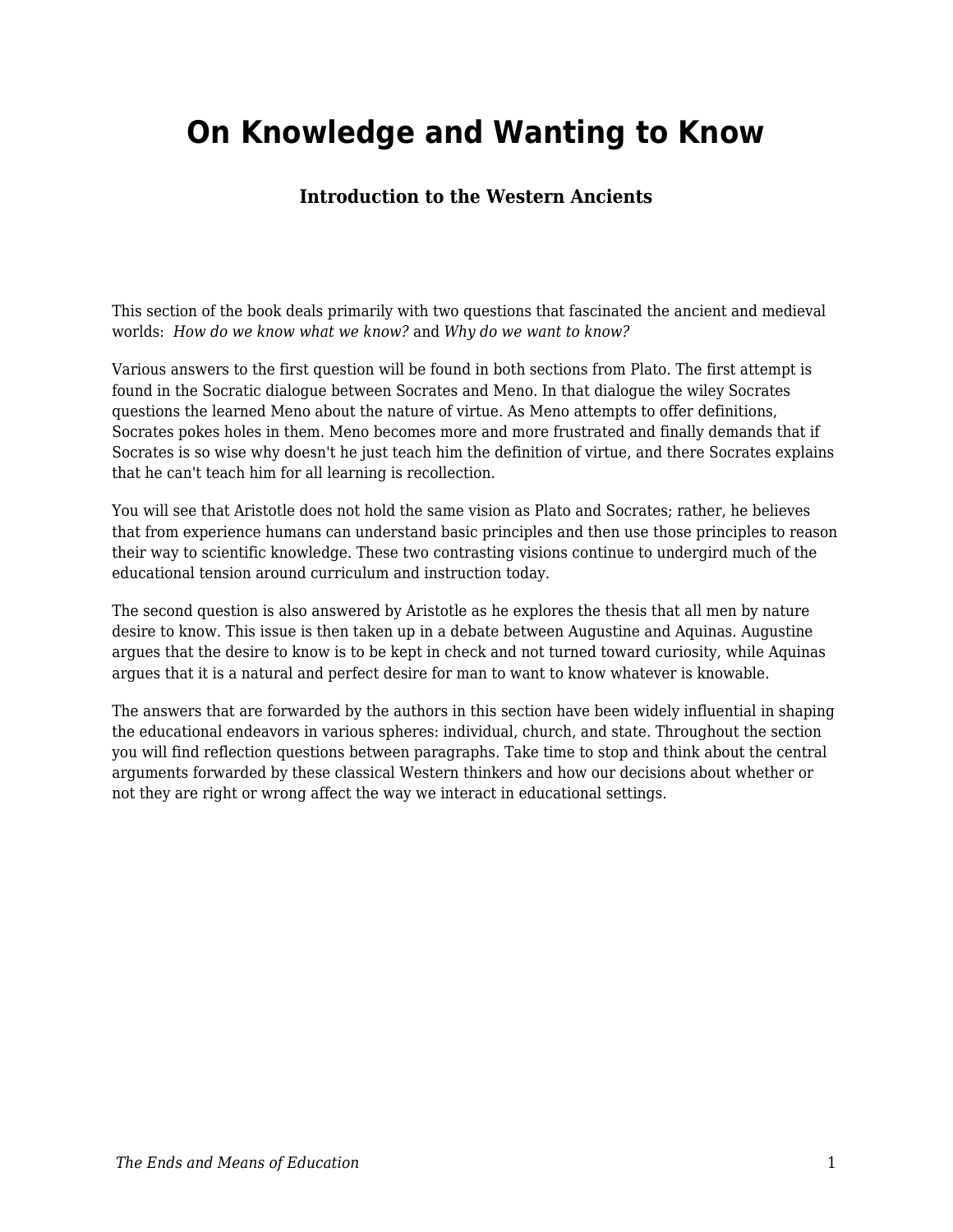# On Knowledge and Wanting to Know

### Introduction to the Western Ancients

This section of the book deals primarily with two questions that fascinated the ancient and medieval worlds: *How do we know what we know?* and *Why do we want to know?*

Various answers to the first question will be found in both sections from Plato. The first attempt is found in the Socratic dialogue between Socrates and Meno. In that dialogue the wiley Socrates questions the learned Meno about the nature of virtue. As Meno attempts to offer definitions, Socrates pokes holes in them. Meno becomes more and more frustrated and finally demands that if Socrates is so wise why doesn't he just teach him the definition of virtue, and there Socrates explains that he can't teach him for all learning is recollection.

You will see that Aristotle does not hold the same vision as Plato and Socrates; rather, he believes that from experience humans can understand basic principles and then use those principles to reason their way to scientific knowledge. These two contrasting visions continue to undergird much of the educational tension around curriculum and instruction today.

The second question is also answered by Aristotle as he explores the thesis that all men by nature desire to know. This issue is then taken up in a debate between Augustine and Aquinas. Augustine argues that the desire to know is to be kept in check and not turned toward curiosity, while Aquinas argues that it is a natural and perfect desire for man to want to know whatever is knowable.

The answers that are forwarded by the authors in this section have been widely influential in shaping the educational endeavors in various spheres: individual, church, and state. Throughout the section you will find reflection questions between paragraphs. Take time to stop and think about the central arguments forwarded by these classical Western thinkers and how our decisions about whether or not they are right or wrong affect the way we interact in educational settings.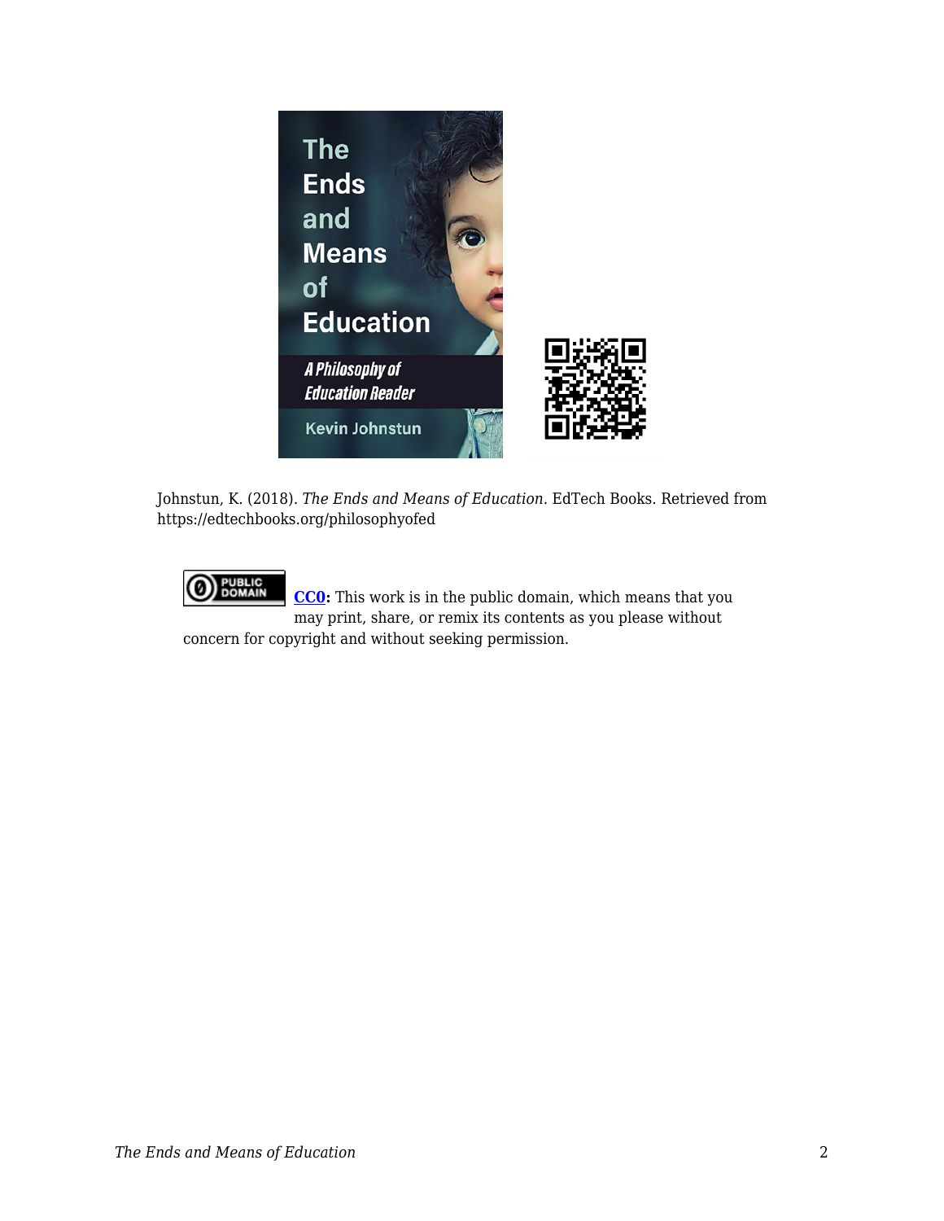Johnstun, K. (2018). *The Ends and Means of Education*. EdTech Books. Retrieved from https://edtechbooks.org/philosophyofed

**CC0:** This work is in the public domain, which means that you may print, share, or remix its contents as you please without concern for copyright and without seeking permission.